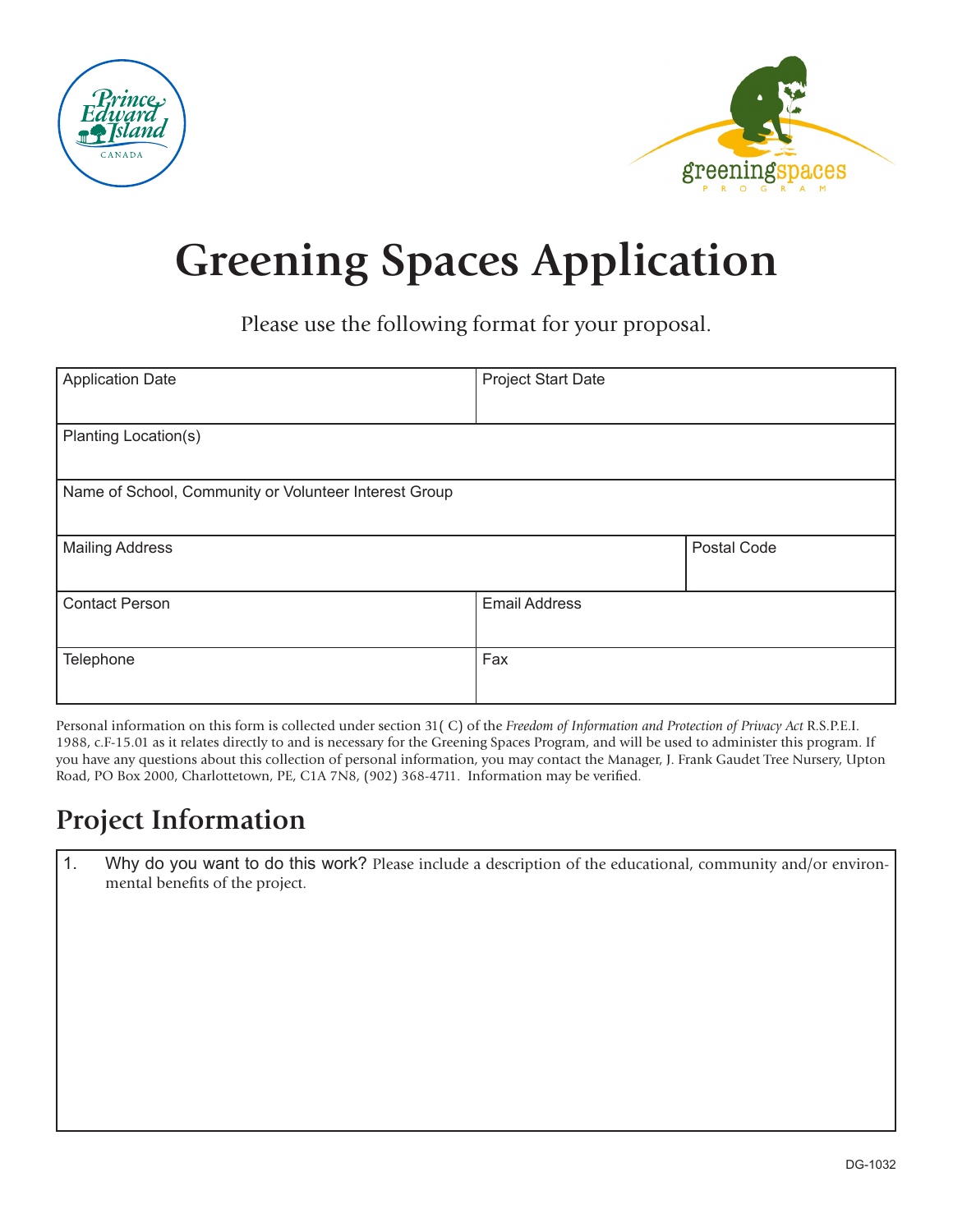# Greening Spaces Application

Please use the following format for your proposal.

| Application Date | | Project Start Date |
|---|---|---|
| Planting Location(s) | | |
| Name of School, Community or Volunteer Interest Group | | |
| Mailing Address | | Postal Code |
| Contact Person | | Email Address |
| Telephone | | Fax |

Personal information on this form is collected under section 31( C) of the *Freedom of Information and Protection of Privacy Act* R.S.P.E.I. 1988, c.F-15.01 as it relates directly to and is necessary for the Greening Spaces Program, and will be used to administer this program. If you have any questions about this collection of personal information, you may contact the Manager, J. Frank Gaudet Tree Nursery, Upton Road, PO Box 2000, Charlottetown, PE, C1A 7N8, (902) 368-4711. Information may be verified.

## Project Information

1. Why do you want to do this work? Please include a description of the educational, community and/or environmental benefits of the project.

DG-1032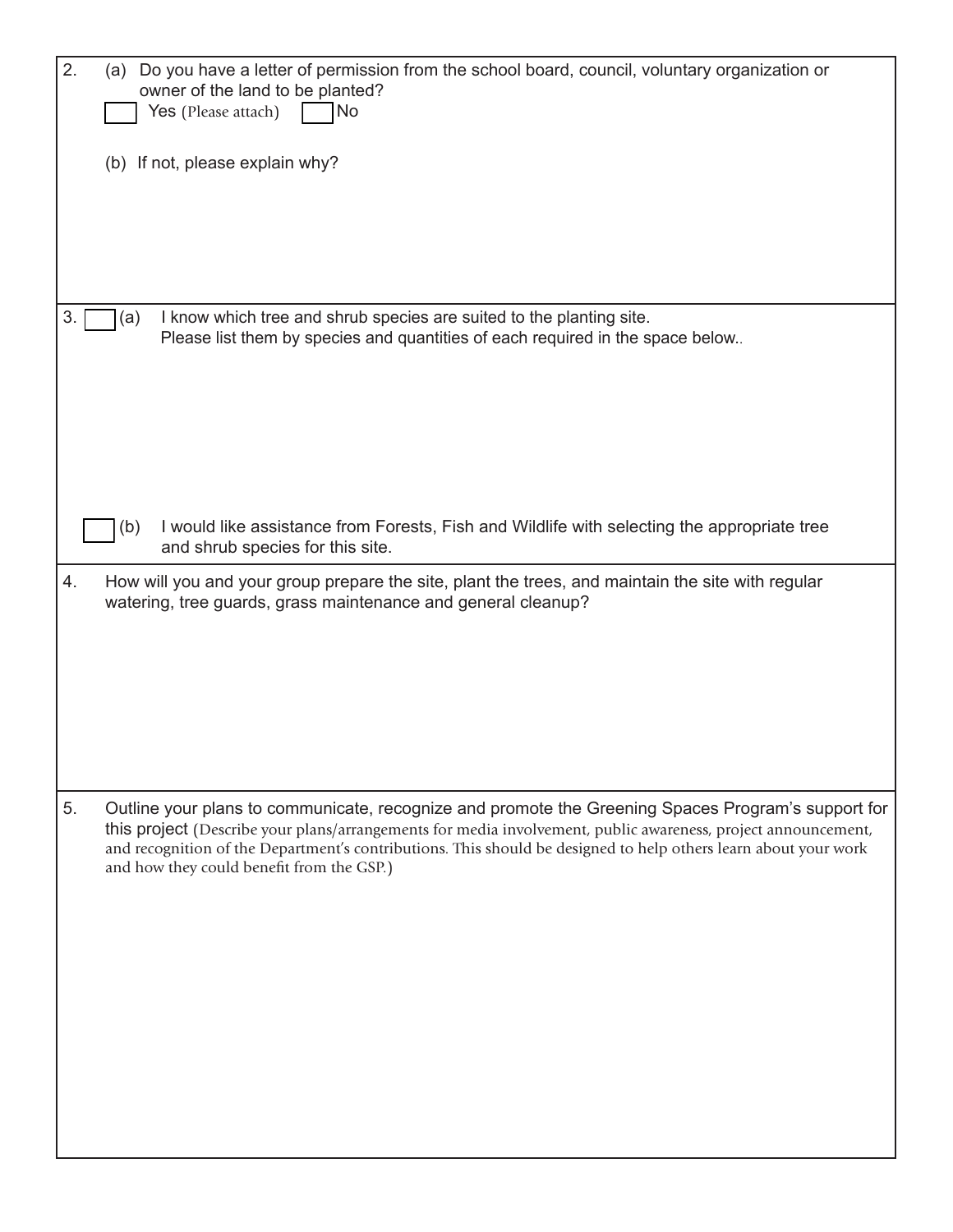2. (a) Do you have a letter of permission from the school board, council, voluntary organization or owner of the land to be planted?

   ☐ Yes (Please attach) ☐ No

   (b) If not, please explain why?

3. ☐ (a) I know which tree and shrub species are suited to the planting site. Please list them by species and quantities of each required in the space below..

   ☐ (b) I would like assistance from Forests, Fish and Wildlife with selecting the appropriate tree and shrub species for this site.

4. How will you and your group prepare the site, plant the trees, and maintain the site with regular watering, tree guards, grass maintenance and general cleanup?

5. Outline your plans to communicate, recognize and promote the Greening Spaces Program's support for this project (Describe your plans/arrangements for media involvement, public awareness, project announcement, and recognition of the Department's contributions. This should be designed to help others learn about your work and how they could benefit from the GSP.)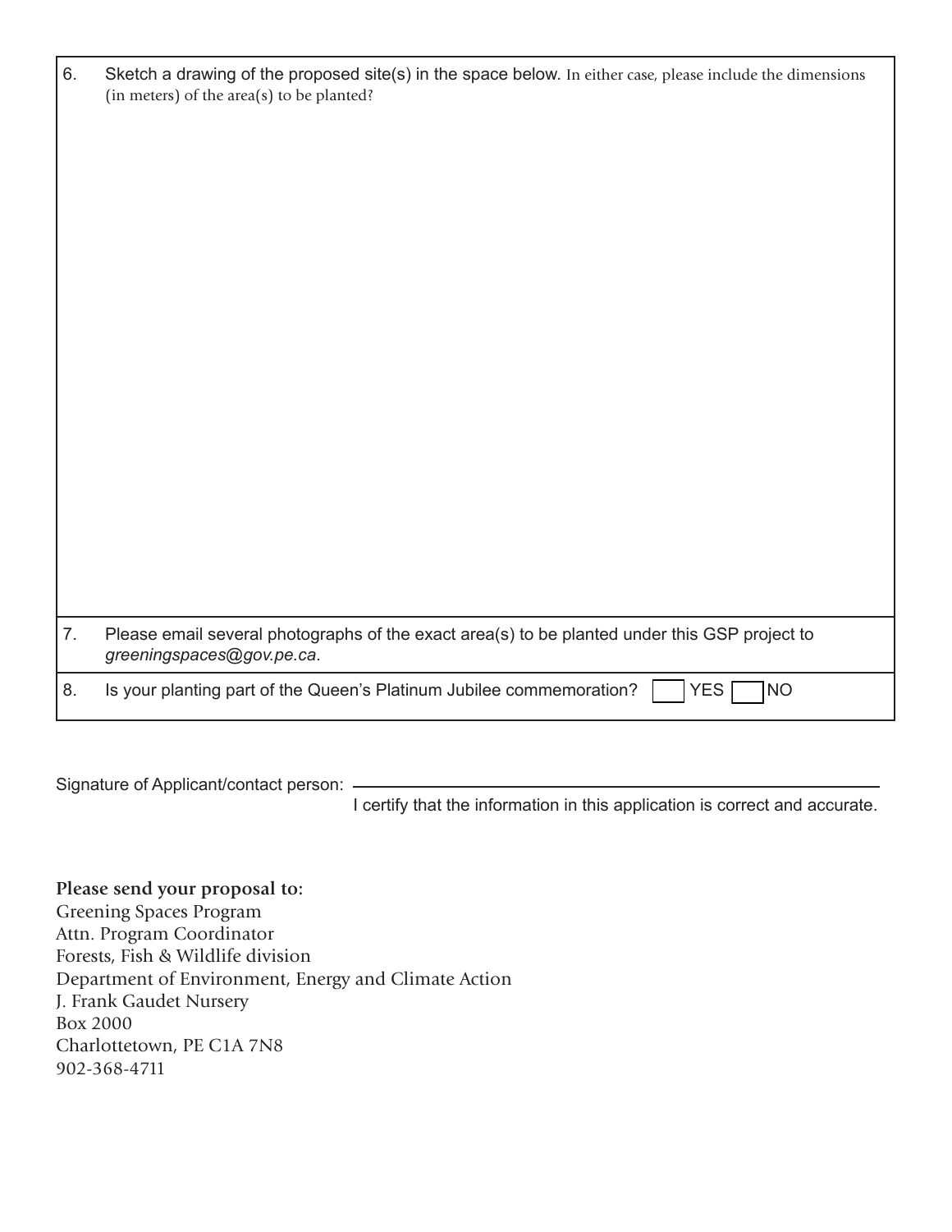6. Sketch a drawing of the proposed site(s) in the space below. In either case, please include the dimensions (in meters) of the area(s) to be planted?

7. Please email several photographs of the exact area(s) to be planted under this GSP project to *greeningspaces@gov.pe.ca*.

8. Is your planting part of the Queen's Platinum Jubilee commemoration? ☐ YES ☐ NO

Signature of Applicant/contact person: ______________________________

I certify that the information in this application is correct and accurate.

**Please send your proposal to:**
Greening Spaces Program
Attn. Program Coordinator
Forests, Fish & Wildlife division
Department of Environment, Energy and Climate Action
J. Frank Gaudet Nursery
Box 2000
Charlottetown, PE C1A 7N8
902-368-4711